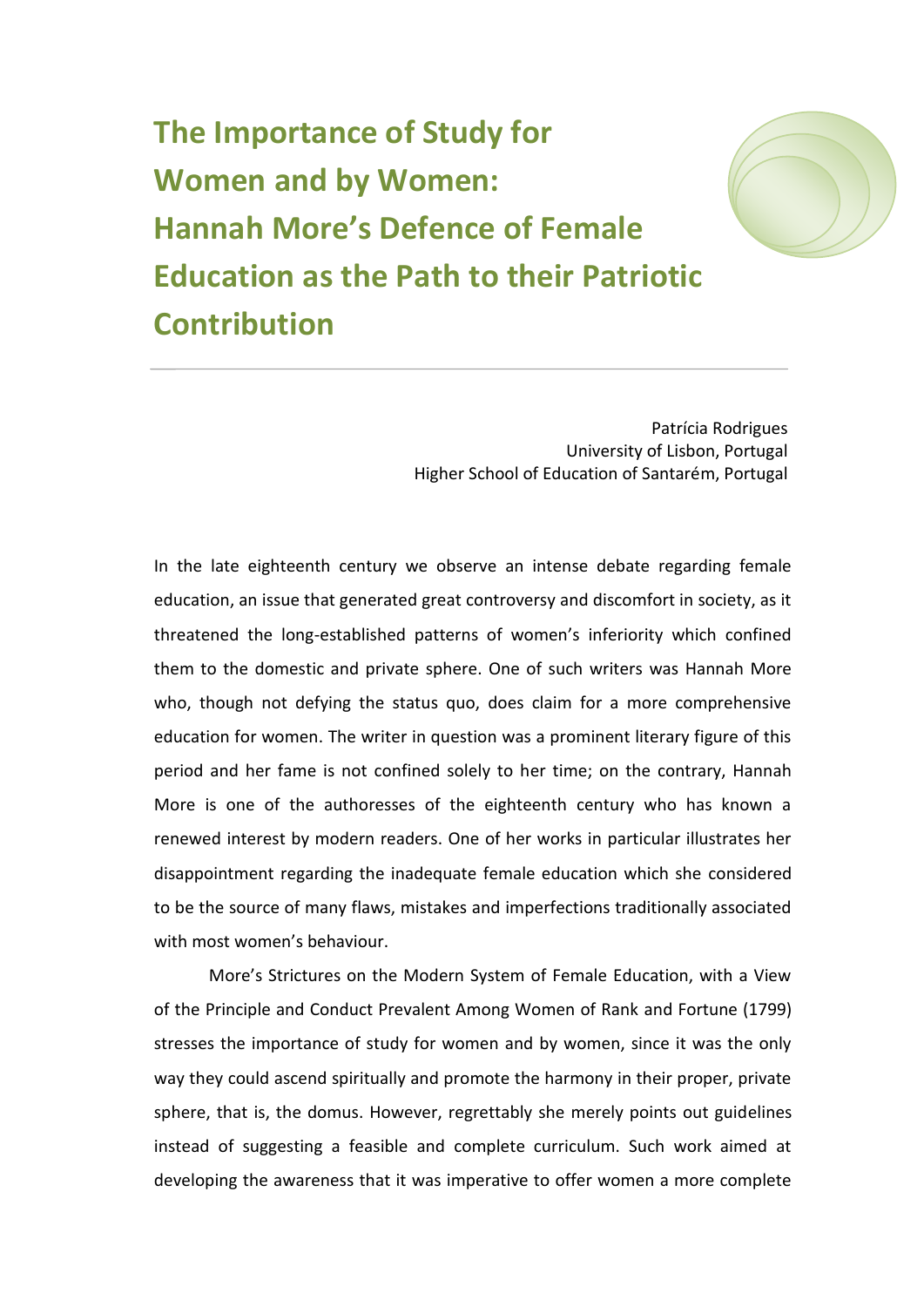# The Importance of Study for Women and by Women: Hannah More's Defence of Female Education as the Path to their Patriotic Contribution

Patrícia Rodrigues
University of Lisbon, Portugal
Higher School of Education of Santarém, Portugal

In the late eighteenth century we observe an intense debate regarding female education, an issue that generated great controversy and discomfort in society, as it threatened the long-established patterns of women's inferiority which confined them to the domestic and private sphere. One of such writers was Hannah More who, though not defying the status quo, does claim for a more comprehensive education for women. The writer in question was a prominent literary figure of this period and her fame is not confined solely to her time; on the contrary, Hannah More is one of the authoresses of the eighteenth century who has known a renewed interest by modern readers. One of her works in particular illustrates her disappointment regarding the inadequate female education which she considered to be the source of many flaws, mistakes and imperfections traditionally associated with most women's behaviour.

More's Strictures on the Modern System of Female Education, with a View of the Principle and Conduct Prevalent Among Women of Rank and Fortune (1799) stresses the importance of study for women and by women, since it was the only way they could ascend spiritually and promote the harmony in their proper, private sphere, that is, the domus. However, regrettably she merely points out guidelines instead of suggesting a feasible and complete curriculum. Such work aimed at developing the awareness that it was imperative to offer women a more complete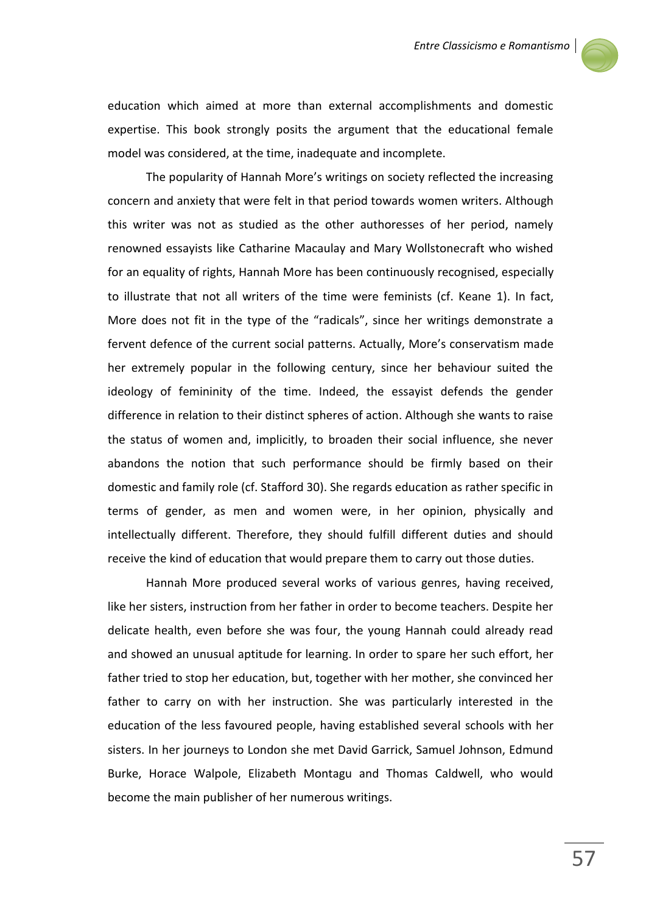education which aimed at more than external accomplishments and domestic expertise. This book strongly posits the argument that the educational female model was considered, at the time, inadequate and incomplete.

The popularity of Hannah More's writings on society reflected the increasing concern and anxiety that were felt in that period towards women writers. Although this writer was not as studied as the other authoresses of her period, namely renowned essayists like Catharine Macaulay and Mary Wollstonecraft who wished for an equality of rights, Hannah More has been continuously recognised, especially to illustrate that not all writers of the time were feminists (cf. Keane 1). In fact, More does not fit in the type of the "radicals", since her writings demonstrate a fervent defence of the current social patterns. Actually, More's conservatism made her extremely popular in the following century, since her behaviour suited the ideology of femininity of the time. Indeed, the essayist defends the gender difference in relation to their distinct spheres of action. Although she wants to raise the status of women and, implicitly, to broaden their social influence, she never abandons the notion that such performance should be firmly based on their domestic and family role (cf. Stafford 30). She regards education as rather specific in terms of gender, as men and women were, in her opinion, physically and intellectually different. Therefore, they should fulfill different duties and should receive the kind of education that would prepare them to carry out those duties.

Hannah More produced several works of various genres, having received, like her sisters, instruction from her father in order to become teachers. Despite her delicate health, even before she was four, the young Hannah could already read and showed an unusual aptitude for learning. In order to spare her such effort, her father tried to stop her education, but, together with her mother, she convinced her father to carry on with her instruction. She was particularly interested in the education of the less favoured people, having established several schools with her sisters. In her journeys to London she met David Garrick, Samuel Johnson, Edmund Burke, Horace Walpole, Elizabeth Montagu and Thomas Caldwell, who would become the main publisher of her numerous writings.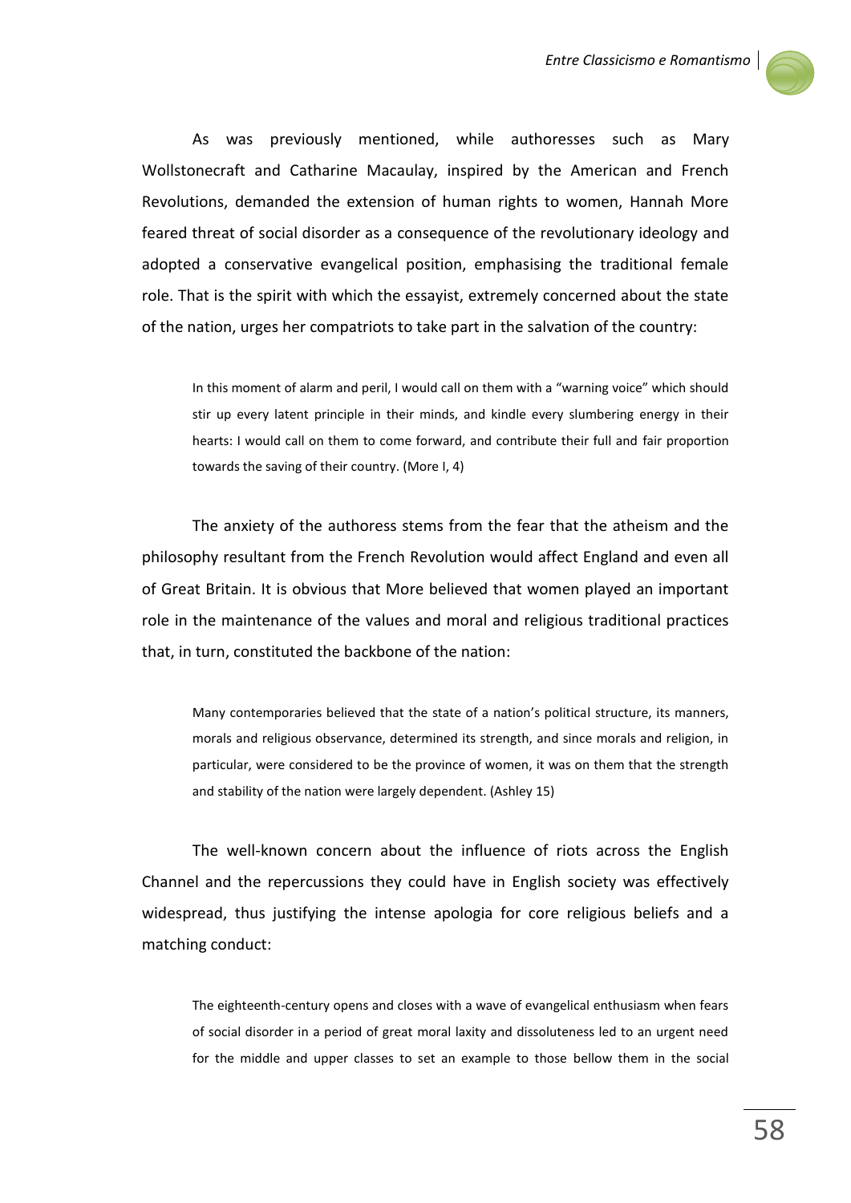As was previously mentioned, while authoresses such as Mary Wollstonecraft and Catharine Macaulay, inspired by the American and French Revolutions, demanded the extension of human rights to women, Hannah More feared threat of social disorder as a consequence of the revolutionary ideology and adopted a conservative evangelical position, emphasising the traditional female role. That is the spirit with which the essayist, extremely concerned about the state of the nation, urges her compatriots to take part in the salvation of the country:

> In this moment of alarm and peril, I would call on them with a "warning voice" which should stir up every latent principle in their minds, and kindle every slumbering energy in their hearts: I would call on them to come forward, and contribute their full and fair proportion towards the saving of their country. (More I, 4)

The anxiety of the authoress stems from the fear that the atheism and the philosophy resultant from the French Revolution would affect England and even all of Great Britain. It is obvious that More believed that women played an important role in the maintenance of the values and moral and religious traditional practices that, in turn, constituted the backbone of the nation:

> Many contemporaries believed that the state of a nation's political structure, its manners, morals and religious observance, determined its strength, and since morals and religion, in particular, were considered to be the province of women, it was on them that the strength and stability of the nation were largely dependent. (Ashley 15)

The well-known concern about the influence of riots across the English Channel and the repercussions they could have in English society was effectively widespread, thus justifying the intense apologia for core religious beliefs and a matching conduct:

> The eighteenth-century opens and closes with a wave of evangelical enthusiasm when fears of social disorder in a period of great moral laxity and dissoluteness led to an urgent need for the middle and upper classes to set an example to those bellow them in the social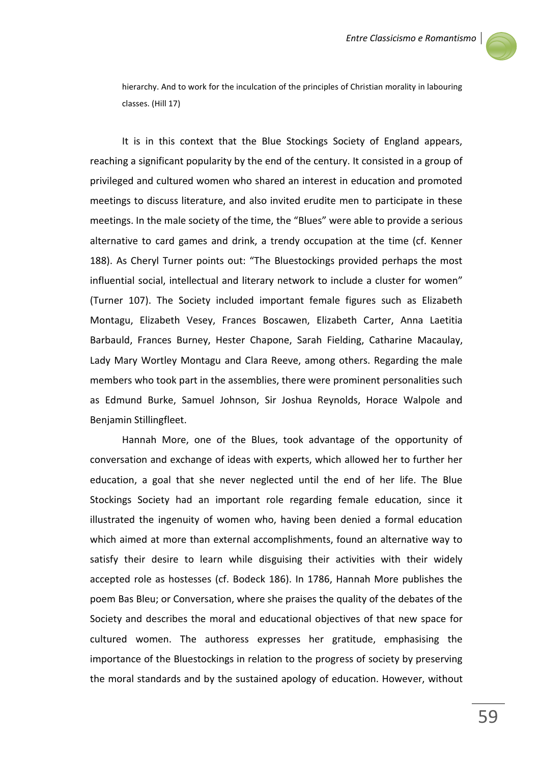> hierarchy. And to work for the inculcation of the principles of Christian morality in labouring classes. (Hill 17)

It is in this context that the Blue Stockings Society of England appears, reaching a significant popularity by the end of the century. It consisted in a group of privileged and cultured women who shared an interest in education and promoted meetings to discuss literature, and also invited erudite men to participate in these meetings. In the male society of the time, the "Blues" were able to provide a serious alternative to card games and drink, a trendy occupation at the time (cf. Kenner 188). As Cheryl Turner points out: "The Bluestockings provided perhaps the most influential social, intellectual and literary network to include a cluster for women" (Turner 107). The Society included important female figures such as Elizabeth Montagu, Elizabeth Vesey, Frances Boscawen, Elizabeth Carter, Anna Laetitia Barbauld, Frances Burney, Hester Chapone, Sarah Fielding, Catharine Macaulay, Lady Mary Wortley Montagu and Clara Reeve, among others. Regarding the male members who took part in the assemblies, there were prominent personalities such as Edmund Burke, Samuel Johnson, Sir Joshua Reynolds, Horace Walpole and Benjamin Stillingfleet.

Hannah More, one of the Blues, took advantage of the opportunity of conversation and exchange of ideas with experts, which allowed her to further her education, a goal that she never neglected until the end of her life. The Blue Stockings Society had an important role regarding female education, since it illustrated the ingenuity of women who, having been denied a formal education which aimed at more than external accomplishments, found an alternative way to satisfy their desire to learn while disguising their activities with their widely accepted role as hostesses (cf. Bodeck 186). In 1786, Hannah More publishes the poem Bas Bleu; or Conversation, where she praises the quality of the debates of the Society and describes the moral and educational objectives of that new space for cultured women. The authoress expresses her gratitude, emphasising the importance of the Bluestockings in relation to the progress of society by preserving the moral standards and by the sustained apology of education. However, without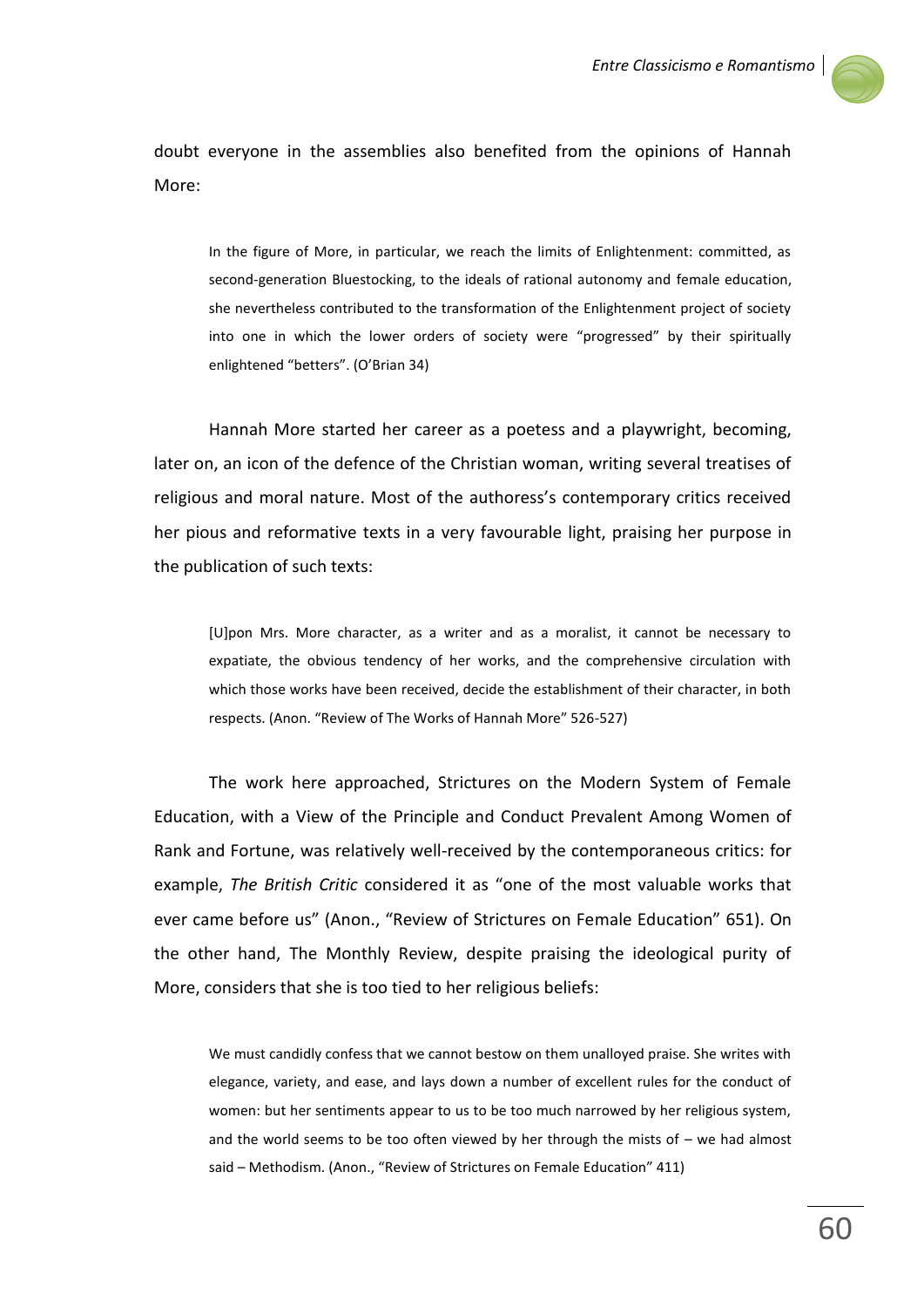doubt everyone in the assemblies also benefited from the opinions of Hannah More:

> In the figure of More, in particular, we reach the limits of Enlightenment: committed, as second-generation Bluestocking, to the ideals of rational autonomy and female education, she nevertheless contributed to the transformation of the Enlightenment project of society into one in which the lower orders of society were "progressed" by their spiritually enlightened "betters". (O'Brian 34)

Hannah More started her career as a poetess and a playwright, becoming, later on, an icon of the defence of the Christian woman, writing several treatises of religious and moral nature. Most of the authoress's contemporary critics received her pious and reformative texts in a very favourable light, praising her purpose in the publication of such texts:

> [U]pon Mrs. More character, as a writer and as a moralist, it cannot be necessary to expatiate, the obvious tendency of her works, and the comprehensive circulation with which those works have been received, decide the establishment of their character, in both respects. (Anon. "Review of The Works of Hannah More" 526-527)

The work here approached, Strictures on the Modern System of Female Education, with a View of the Principle and Conduct Prevalent Among Women of Rank and Fortune, was relatively well-received by the contemporaneous critics: for example, *The British Critic* considered it as "one of the most valuable works that ever came before us" (Anon., "Review of Strictures on Female Education" 651). On the other hand, The Monthly Review, despite praising the ideological purity of More, considers that she is too tied to her religious beliefs:

> We must candidly confess that we cannot bestow on them unalloyed praise. She writes with elegance, variety, and ease, and lays down a number of excellent rules for the conduct of women: but her sentiments appear to us to be too much narrowed by her religious system, and the world seems to be too often viewed by her through the mists of – we had almost said – Methodism. (Anon., "Review of Strictures on Female Education" 411)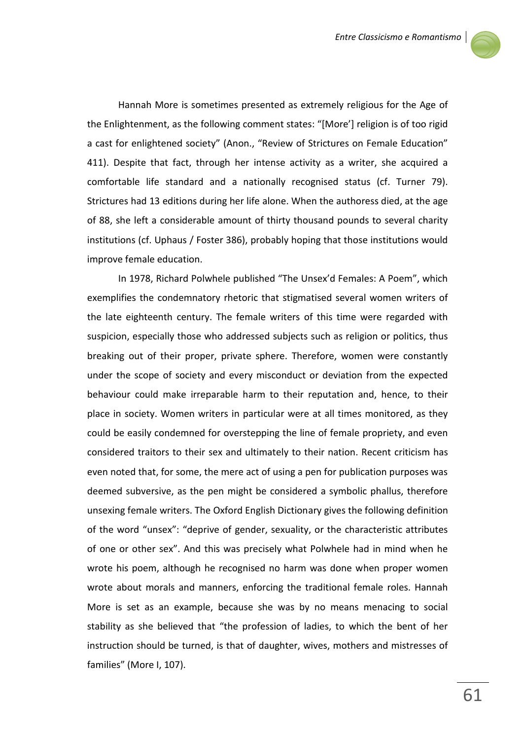Hannah More is sometimes presented as extremely religious for the Age of the Enlightenment, as the following comment states: "[More'] religion is of too rigid a cast for enlightened society" (Anon., "Review of Strictures on Female Education" 411). Despite that fact, through her intense activity as a writer, she acquired a comfortable life standard and a nationally recognised status (cf. Turner 79). Strictures had 13 editions during her life alone. When the authoress died, at the age of 88, she left a considerable amount of thirty thousand pounds to several charity institutions (cf. Uphaus / Foster 386), probably hoping that those institutions would improve female education.

In 1978, Richard Polwhele published "The Unsex'd Females: A Poem", which exemplifies the condemnatory rhetoric that stigmatised several women writers of the late eighteenth century. The female writers of this time were regarded with suspicion, especially those who addressed subjects such as religion or politics, thus breaking out of their proper, private sphere. Therefore, women were constantly under the scope of society and every misconduct or deviation from the expected behaviour could make irreparable harm to their reputation and, hence, to their place in society. Women writers in particular were at all times monitored, as they could be easily condemned for overstepping the line of female propriety, and even considered traitors to their sex and ultimately to their nation. Recent criticism has even noted that, for some, the mere act of using a pen for publication purposes was deemed subversive, as the pen might be considered a symbolic phallus, therefore unsexing female writers. The Oxford English Dictionary gives the following definition of the word "unsex": "deprive of gender, sexuality, or the characteristic attributes of one or other sex". And this was precisely what Polwhele had in mind when he wrote his poem, although he recognised no harm was done when proper women wrote about morals and manners, enforcing the traditional female roles. Hannah More is set as an example, because she was by no means menacing to social stability as she believed that "the profession of ladies, to which the bent of her instruction should be turned, is that of daughter, wives, mothers and mistresses of families" (More I, 107).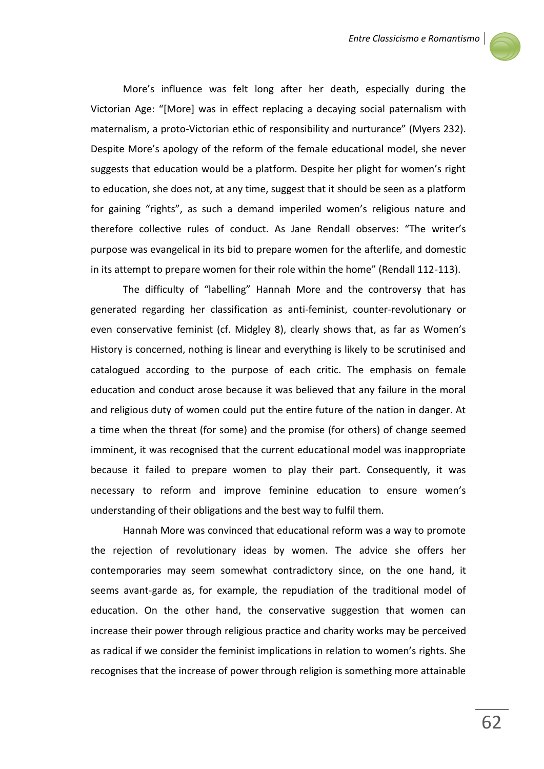More's influence was felt long after her death, especially during the Victorian Age: "[More] was in effect replacing a decaying social paternalism with maternalism, a proto-Victorian ethic of responsibility and nurturance" (Myers 232). Despite More's apology of the reform of the female educational model, she never suggests that education would be a platform. Despite her plight for women's right to education, she does not, at any time, suggest that it should be seen as a platform for gaining "rights", as such a demand imperiled women's religious nature and therefore collective rules of conduct. As Jane Rendall observes: "The writer's purpose was evangelical in its bid to prepare women for the afterlife, and domestic in its attempt to prepare women for their role within the home" (Rendall 112-113).

The difficulty of "labelling" Hannah More and the controversy that has generated regarding her classification as anti-feminist, counter-revolutionary or even conservative feminist (cf. Midgley 8), clearly shows that, as far as Women's History is concerned, nothing is linear and everything is likely to be scrutinised and catalogued according to the purpose of each critic. The emphasis on female education and conduct arose because it was believed that any failure in the moral and religious duty of women could put the entire future of the nation in danger. At a time when the threat (for some) and the promise (for others) of change seemed imminent, it was recognised that the current educational model was inappropriate because it failed to prepare women to play their part. Consequently, it was necessary to reform and improve feminine education to ensure women's understanding of their obligations and the best way to fulfil them.

Hannah More was convinced that educational reform was a way to promote the rejection of revolutionary ideas by women. The advice she offers her contemporaries may seem somewhat contradictory since, on the one hand, it seems avant-garde as, for example, the repudiation of the traditional model of education. On the other hand, the conservative suggestion that women can increase their power through religious practice and charity works may be perceived as radical if we consider the feminist implications in relation to women's rights. She recognises that the increase of power through religion is something more attainable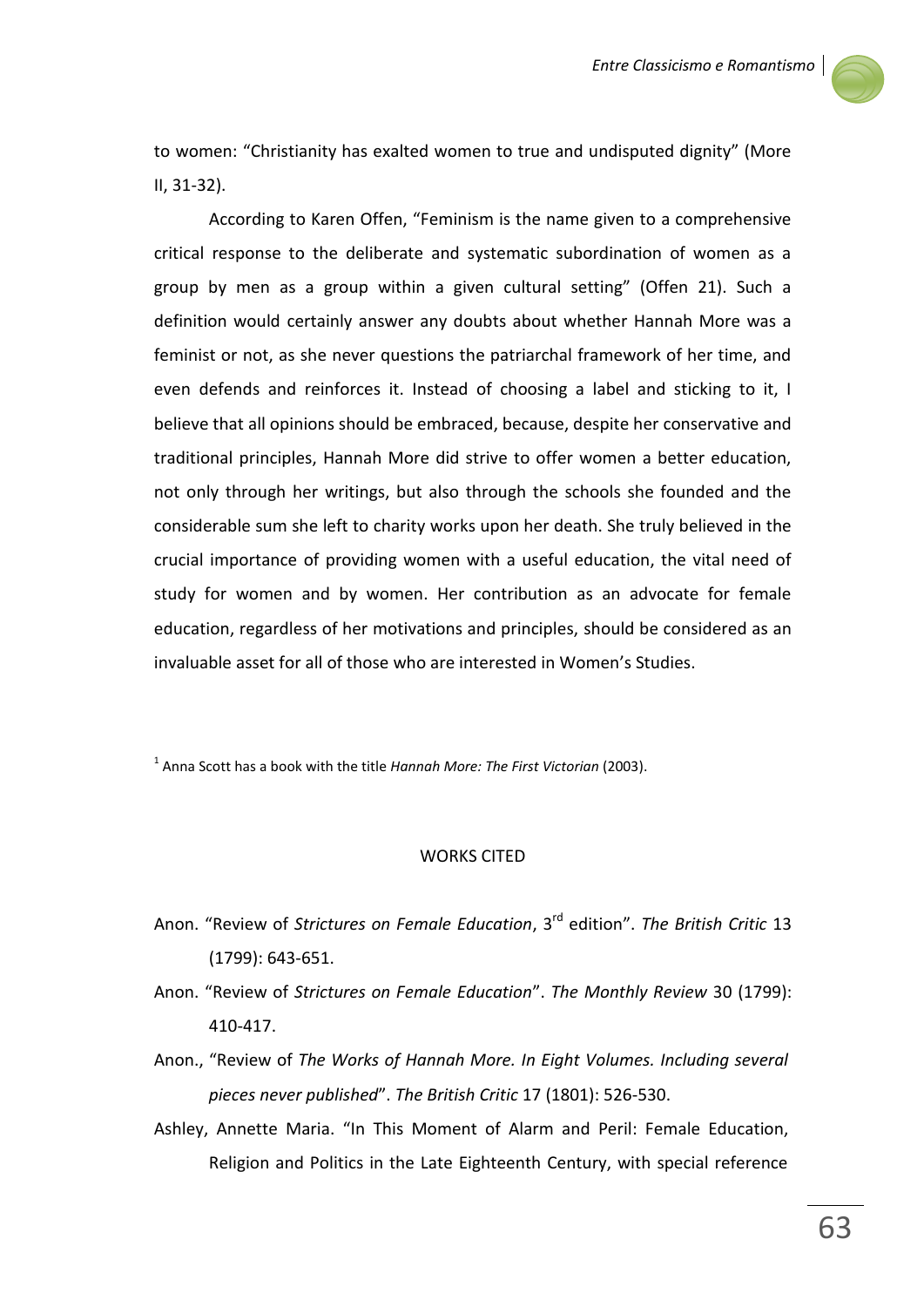to women: "Christianity has exalted women to true and undisputed dignity" (More II, 31-32).

According to Karen Offen, "Feminism is the name given to a comprehensive critical response to the deliberate and systematic subordination of women as a group by men as a group within a given cultural setting" (Offen 21). Such a definition would certainly answer any doubts about whether Hannah More was a feminist or not, as she never questions the patriarchal framework of her time, and even defends and reinforces it. Instead of choosing a label and sticking to it, I believe that all opinions should be embraced, because, despite her conservative and traditional principles, Hannah More did strive to offer women a better education, not only through her writings, but also through the schools she founded and the considerable sum she left to charity works upon her death. She truly believed in the crucial importance of providing women with a useful education, the vital need of study for women and by women. Her contribution as an advocate for female education, regardless of her motivations and principles, should be considered as an invaluable asset for all of those who are interested in Women's Studies.

[1] Anna Scott has a book with the title *Hannah More: The First Victorian* (2003).

## WORKS CITED

Anon. "Review of *Strictures on Female Education*, 3rd edition". *The British Critic* 13 (1799): 643-651.

Anon. "Review of *Strictures on Female Education*". *The Monthly Review* 30 (1799): 410-417.

Anon., "Review of *The Works of Hannah More. In Eight Volumes. Including several pieces never published*". *The British Critic* 17 (1801): 526-530.

Ashley, Annette Maria. "In This Moment of Alarm and Peril: Female Education, Religion and Politics in the Late Eighteenth Century, with special reference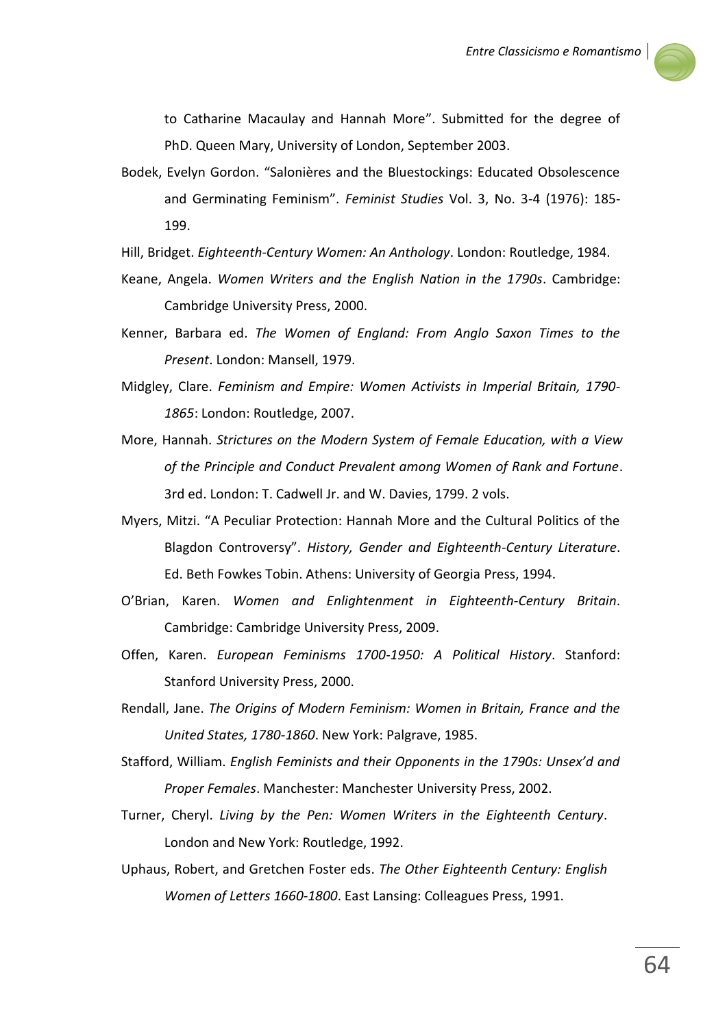to Catharine Macaulay and Hannah More". Submitted for the degree of PhD. Queen Mary, University of London, September 2003.

Bodek, Evelyn Gordon. "Salonières and the Bluestockings: Educated Obsolescence and Germinating Feminism". *Feminist Studies* Vol. 3, No. 3-4 (1976): 185-199.

Hill, Bridget. *Eighteenth-Century Women: An Anthology*. London: Routledge, 1984.

Keane, Angela. *Women Writers and the English Nation in the 1790s*. Cambridge: Cambridge University Press, 2000.

Kenner, Barbara ed. *The Women of England: From Anglo Saxon Times to the Present*. London: Mansell, 1979.

Midgley, Clare. *Feminism and Empire: Women Activists in Imperial Britain, 1790-1865*: London: Routledge, 2007.

More, Hannah. *Strictures on the Modern System of Female Education, with a View of the Principle and Conduct Prevalent among Women of Rank and Fortune*. 3rd ed. London: T. Cadwell Jr. and W. Davies, 1799. 2 vols.

Myers, Mitzi. "A Peculiar Protection: Hannah More and the Cultural Politics of the Blagdon Controversy". *History, Gender and Eighteenth-Century Literature*. Ed. Beth Fowkes Tobin. Athens: University of Georgia Press, 1994.

O'Brian, Karen. *Women and Enlightenment in Eighteenth-Century Britain*. Cambridge: Cambridge University Press, 2009.

Offen, Karen. *European Feminisms 1700-1950: A Political History*. Stanford: Stanford University Press, 2000.

Rendall, Jane. *The Origins of Modern Feminism: Women in Britain, France and the United States, 1780-1860*. New York: Palgrave, 1985.

Stafford, William. *English Feminists and their Opponents in the 1790s: Unsex'd and Proper Females*. Manchester: Manchester University Press, 2002.

Turner, Cheryl. *Living by the Pen: Women Writers in the Eighteenth Century*. London and New York: Routledge, 1992.

Uphaus, Robert, and Gretchen Foster eds. *The Other Eighteenth Century: English Women of Letters 1660-1800*. East Lansing: Colleagues Press, 1991.